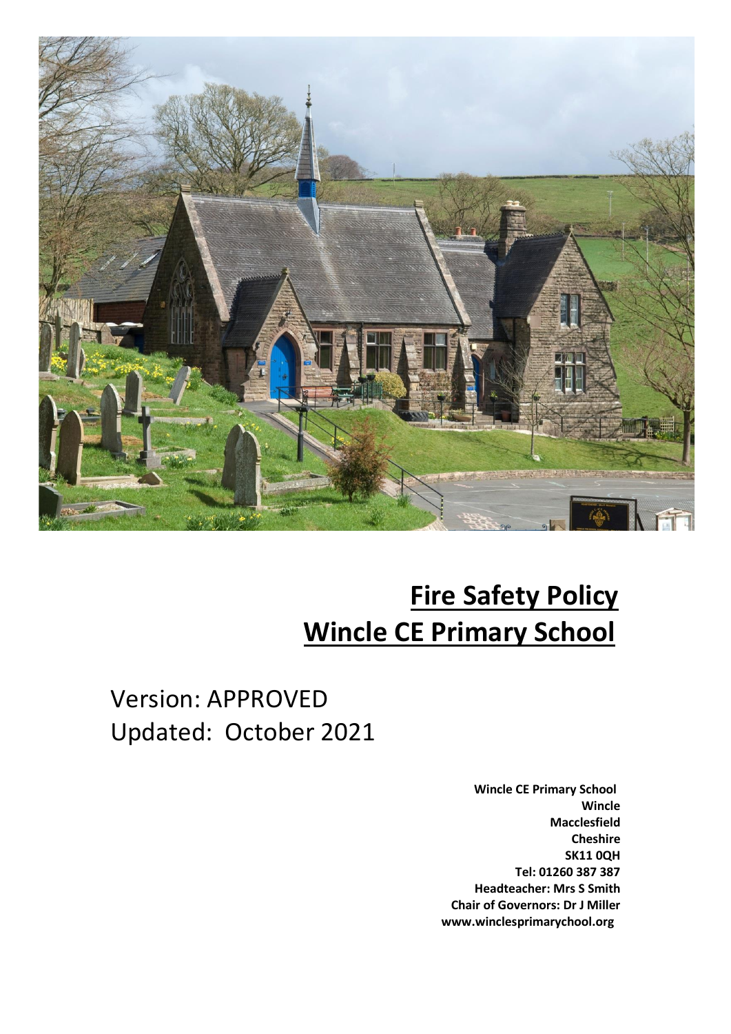# Fire Safety Policy
# Wincle CE Primary School

Version: APPROVED
Updated: October 2021

**Wincle CE Primary School**
**Wincle**
**Macclesfield**
**Cheshire**
**SK11 0QH**
**Tel: 01260 387 387**
**Headteacher: Mrs S Smith**
**Chair of Governors: Dr J Miller**
**www.winclesprimarychool.org**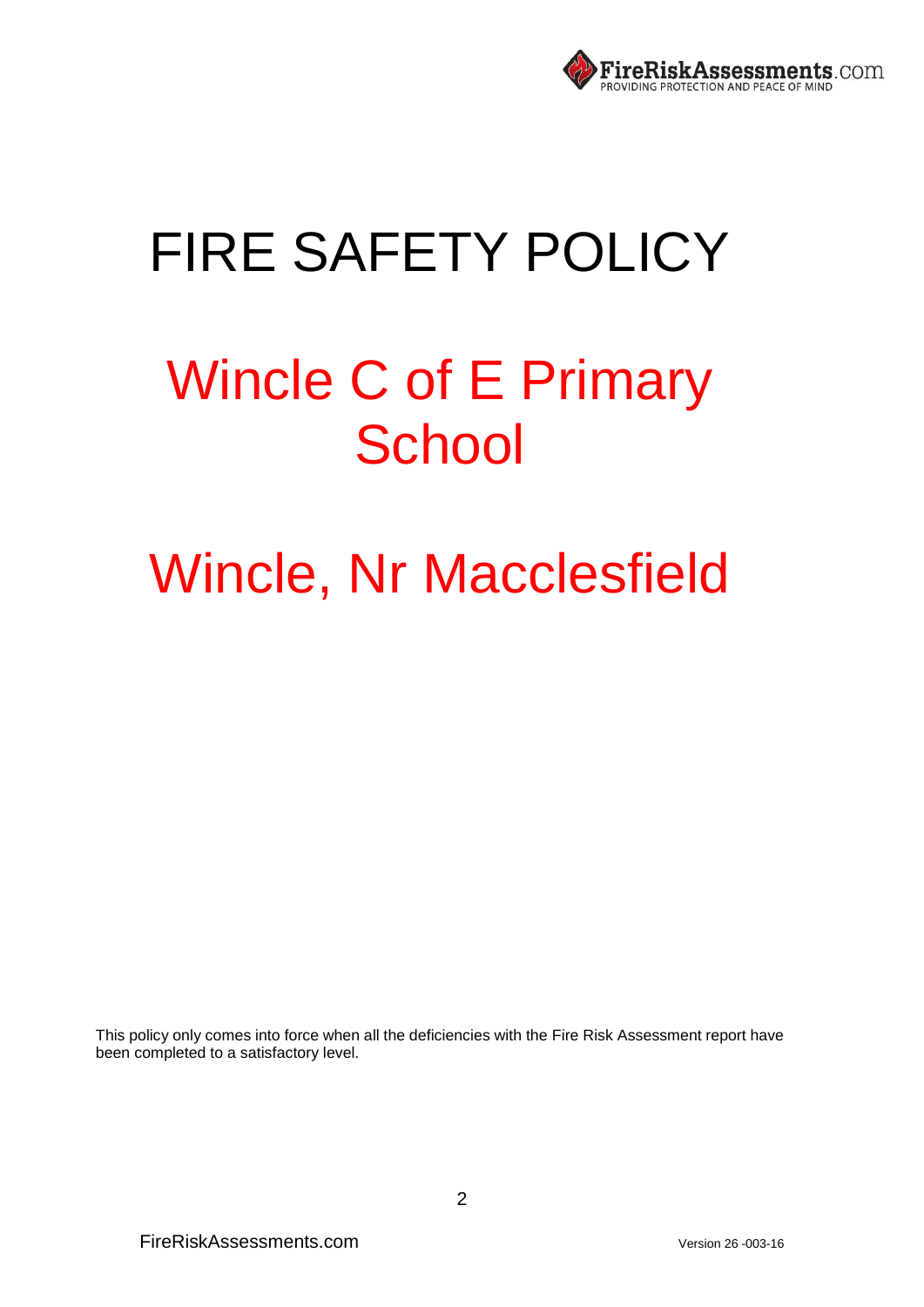# FIRE SAFETY POLICY

# Wincle C of E Primary School

# Wincle, Nr Macclesfield

This policy only comes into force when all the deficiencies with the Fire Risk Assessment report have been completed to a satisfactory level.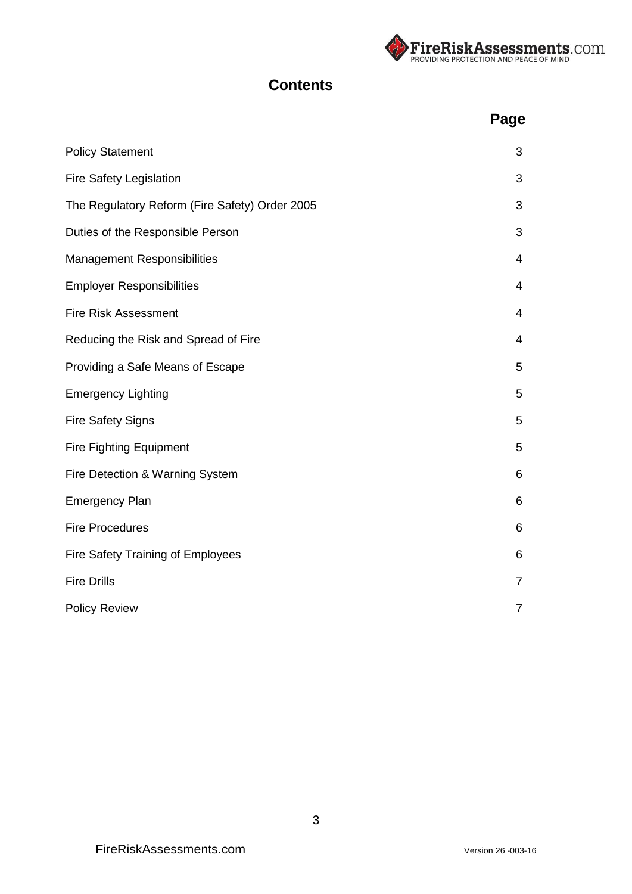## Contents

| | Page |
|---|---|
| Policy Statement | 3 |
| Fire Safety Legislation | 3 |
| The Regulatory Reform (Fire Safety) Order 2005 | 3 |
| Duties of the Responsible Person | 3 |
| Management Responsibilities | 4 |
| Employer Responsibilities | 4 |
| Fire Risk Assessment | 4 |
| Reducing the Risk and Spread of Fire | 4 |
| Providing a Safe Means of Escape | 5 |
| Emergency Lighting | 5 |
| Fire Safety Signs | 5 |
| Fire Fighting Equipment | 5 |
| Fire Detection & Warning System | 6 |
| Emergency Plan | 6 |
| Fire Procedures | 6 |
| Fire Safety Training of Employees | 6 |
| Fire Drills | 7 |
| Policy Review | 7 |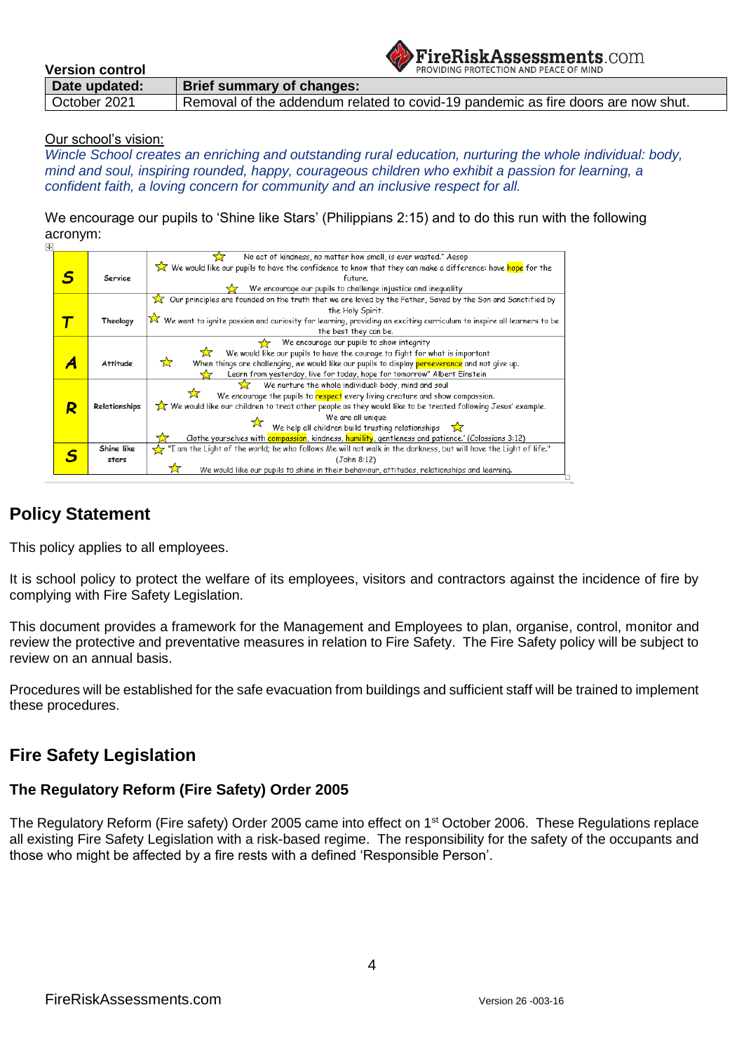**Version control**

| Date updated: | Brief summary of changes: |
|---|---|
| October 2021 | Removal of the addendum related to covid-19 pandemic as fire doors are now shut. |

Our school's vision:

*Wincle School creates an enriching and outstanding rural education, nurturing the whole individual: body, mind and soul, inspiring rounded, happy, courageous children who exhibit a passion for learning, a confident faith, a loving concern for community and an inclusive respect for all.*

We encourage our pupils to 'Shine like Stars' (Philippians 2:15) and to do this run with the following acronym:

| | | |
|---|---|---|
| **S** | Service | ☆ No act of kindness, no matter how small, is ever wasted." Aesop<br>☆ We would like our pupils to have the confidence to know that they can make a difference: have hope for the future.<br>☆ We encourage our pupils to challenge injustice and inequality |
| **T** | Theology | ☆ Our principles are founded on the truth that we are loved by the Father, Saved by the Son and Sanctified by the Holy Spirit.<br>☆ We want to ignite passion and curiosity for learning, providing an exciting curriculum to inspire all learners to be the best they can be. |
| **A** | Attitude | ☆ We encourage our pupils to show integrity<br>☆ We would like our pupils to have the courage to fight for what is important<br>☆ When things are challenging, we would like our pupils to display perseverance and not give up.<br>☆ Learn from yesterday, live for today, hope for tomorrow" Albert Einstein |
| **R** | Relationships | ☆ We nurture the whole individual: body, mind and soul<br>☆ We encourage the pupils to respect every living creature and show compassion.<br>☆ We would like our children to treat other people as they would like to be treated following Jesus' example.<br>We are all unique<br>☆ We help all children build trusting relationships ☆<br>☆ Clothe yourselves with compassion, kindness, humility, gentleness and patience.' (Colossians 3:12) |
| **S** | Shine like stars | ☆ "I am the Light of the world; he who follows Me will not walk in the darkness, but will have the Light of life." (John 8:12)<br>☆ We would like our pupils to shine in their behaviour, attitudes, relationships and learning. |

## Policy Statement

This policy applies to all employees.

It is school policy to protect the welfare of its employees, visitors and contractors against the incidence of fire by complying with Fire Safety Legislation.

This document provides a framework for the Management and Employees to plan, organise, control, monitor and review the protective and preventative measures in relation to Fire Safety. The Fire Safety policy will be subject to review on an annual basis.

Procedures will be established for the safe evacuation from buildings and sufficient staff will be trained to implement these procedures.

## Fire Safety Legislation

### The Regulatory Reform (Fire Safety) Order 2005

The Regulatory Reform (Fire safety) Order 2005 came into effect on 1st October 2006. These Regulations replace all existing Fire Safety Legislation with a risk-based regime. The responsibility for the safety of the occupants and those who might be affected by a fire rests with a defined 'Responsible Person'.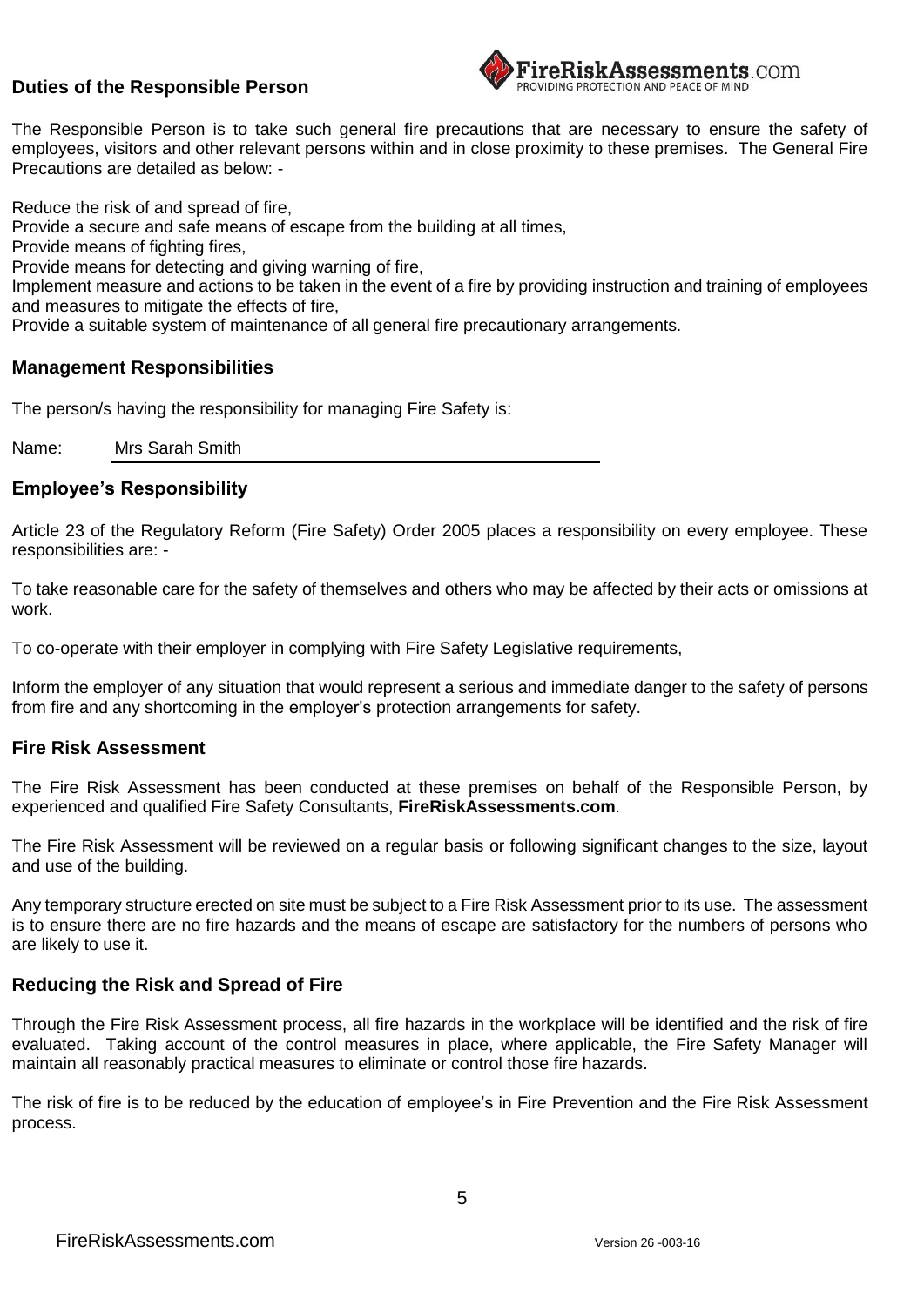## Duties of the Responsible Person

The Responsible Person is to take such general fire precautions that are necessary to ensure the safety of employees, visitors and other relevant persons within and in close proximity to these premises. The General Fire Precautions are detailed as below: -

Reduce the risk of and spread of fire,
Provide a secure and safe means of escape from the building at all times,
Provide means of fighting fires,
Provide means for detecting and giving warning of fire,
Implement measure and actions to be taken in the event of a fire by providing instruction and training of employees and measures to mitigate the effects of fire,
Provide a suitable system of maintenance of all general fire precautionary arrangements.

## Management Responsibilities

The person/s having the responsibility for managing Fire Safety is:

Name: Mrs Sarah Smith

## Employee's Responsibility

Article 23 of the Regulatory Reform (Fire Safety) Order 2005 places a responsibility on every employee. These responsibilities are: -

To take reasonable care for the safety of themselves and others who may be affected by their acts or omissions at work.

To co-operate with their employer in complying with Fire Safety Legislative requirements,

Inform the employer of any situation that would represent a serious and immediate danger to the safety of persons from fire and any shortcoming in the employer's protection arrangements for safety.

## Fire Risk Assessment

The Fire Risk Assessment has been conducted at these premises on behalf of the Responsible Person, by experienced and qualified Fire Safety Consultants, **FireRiskAssessments.com**.

The Fire Risk Assessment will be reviewed on a regular basis or following significant changes to the size, layout and use of the building.

Any temporary structure erected on site must be subject to a Fire Risk Assessment prior to its use. The assessment is to ensure there are no fire hazards and the means of escape are satisfactory for the numbers of persons who are likely to use it.

## Reducing the Risk and Spread of Fire

Through the Fire Risk Assessment process, all fire hazards in the workplace will be identified and the risk of fire evaluated. Taking account of the control measures in place, where applicable, the Fire Safety Manager will maintain all reasonably practical measures to eliminate or control those fire hazards.

The risk of fire is to be reduced by the education of employee's in Fire Prevention and the Fire Risk Assessment process.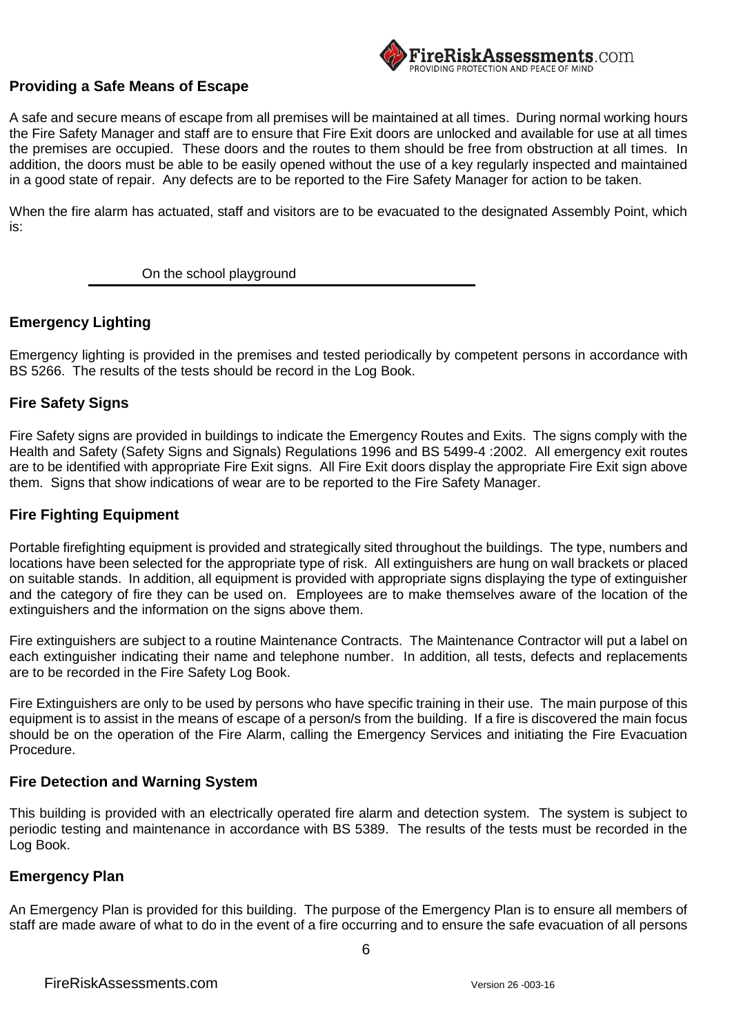## Providing a Safe Means of Escape

A safe and secure means of escape from all premises will be maintained at all times. During normal working hours the Fire Safety Manager and staff are to ensure that Fire Exit doors are unlocked and available for use at all times the premises are occupied. These doors and the routes to them should be free from obstruction at all times. In addition, the doors must be able to be easily opened without the use of a key regularly inspected and maintained in a good state of repair. Any defects are to be reported to the Fire Safety Manager for action to be taken.

When the fire alarm has actuated, staff and visitors are to be evacuated to the designated Assembly Point, which is:

On the school playground

## Emergency Lighting

Emergency lighting is provided in the premises and tested periodically by competent persons in accordance with BS 5266. The results of the tests should be record in the Log Book.

## Fire Safety Signs

Fire Safety signs are provided in buildings to indicate the Emergency Routes and Exits. The signs comply with the Health and Safety (Safety Signs and Signals) Regulations 1996 and BS 5499-4 :2002. All emergency exit routes are to be identified with appropriate Fire Exit signs. All Fire Exit doors display the appropriate Fire Exit sign above them. Signs that show indications of wear are to be reported to the Fire Safety Manager.

## Fire Fighting Equipment

Portable firefighting equipment is provided and strategically sited throughout the buildings. The type, numbers and locations have been selected for the appropriate type of risk. All extinguishers are hung on wall brackets or placed on suitable stands. In addition, all equipment is provided with appropriate signs displaying the type of extinguisher and the category of fire they can be used on. Employees are to make themselves aware of the location of the extinguishers and the information on the signs above them.

Fire extinguishers are subject to a routine Maintenance Contracts. The Maintenance Contractor will put a label on each extinguisher indicating their name and telephone number. In addition, all tests, defects and replacements are to be recorded in the Fire Safety Log Book.

Fire Extinguishers are only to be used by persons who have specific training in their use. The main purpose of this equipment is to assist in the means of escape of a person/s from the building. If a fire is discovered the main focus should be on the operation of the Fire Alarm, calling the Emergency Services and initiating the Fire Evacuation Procedure.

## Fire Detection and Warning System

This building is provided with an electrically operated fire alarm and detection system. The system is subject to periodic testing and maintenance in accordance with BS 5389. The results of the tests must be recorded in the Log Book.

## Emergency Plan

An Emergency Plan is provided for this building. The purpose of the Emergency Plan is to ensure all members of staff are made aware of what to do in the event of a fire occurring and to ensure the safe evacuation of all persons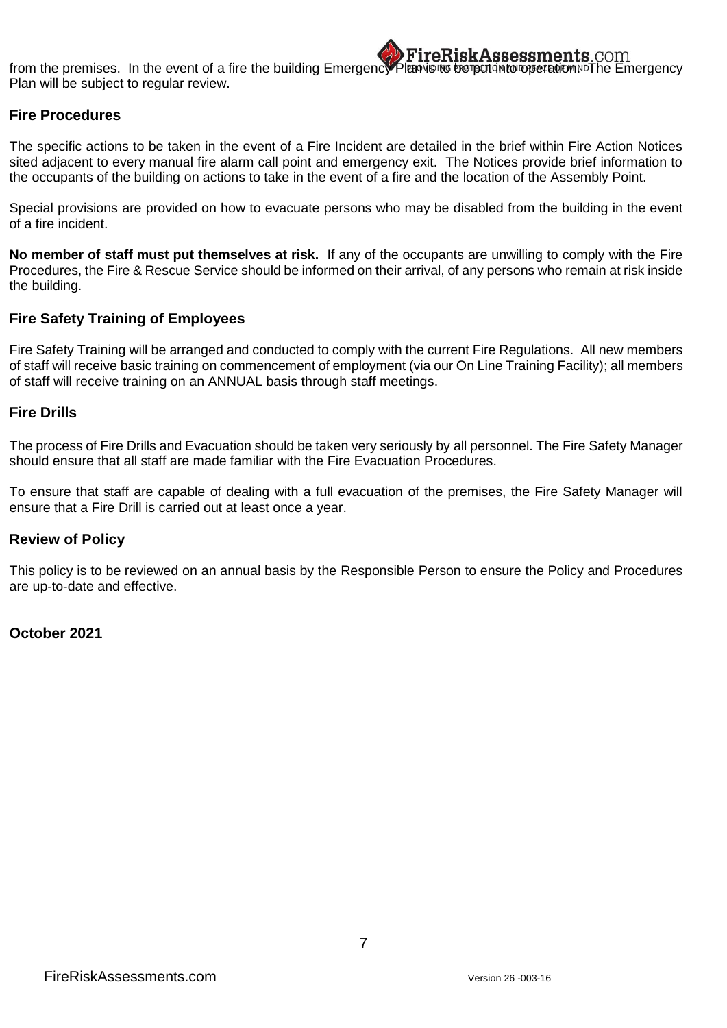from the premises. In the event of a fire the building Emergency Plan is to be put into operation. The Emergency Plan will be subject to regular review.

## Fire Procedures

The specific actions to be taken in the event of a Fire Incident are detailed in the brief within Fire Action Notices sited adjacent to every manual fire alarm call point and emergency exit. The Notices provide brief information to the occupants of the building on actions to take in the event of a fire and the location of the Assembly Point.

Special provisions are provided on how to evacuate persons who may be disabled from the building in the event of a fire incident.

**No member of staff must put themselves at risk.** If any of the occupants are unwilling to comply with the Fire Procedures, the Fire & Rescue Service should be informed on their arrival, of any persons who remain at risk inside the building.

## Fire Safety Training of Employees

Fire Safety Training will be arranged and conducted to comply with the current Fire Regulations. All new members of staff will receive basic training on commencement of employment (via our On Line Training Facility); all members of staff will receive training on an ANNUAL basis through staff meetings.

## Fire Drills

The process of Fire Drills and Evacuation should be taken very seriously by all personnel. The Fire Safety Manager should ensure that all staff are made familiar with the Fire Evacuation Procedures.

To ensure that staff are capable of dealing with a full evacuation of the premises, the Fire Safety Manager will ensure that a Fire Drill is carried out at least once a year.

## Review of Policy

This policy is to be reviewed on an annual basis by the Responsible Person to ensure the Policy and Procedures are up-to-date and effective.

**October 2021**